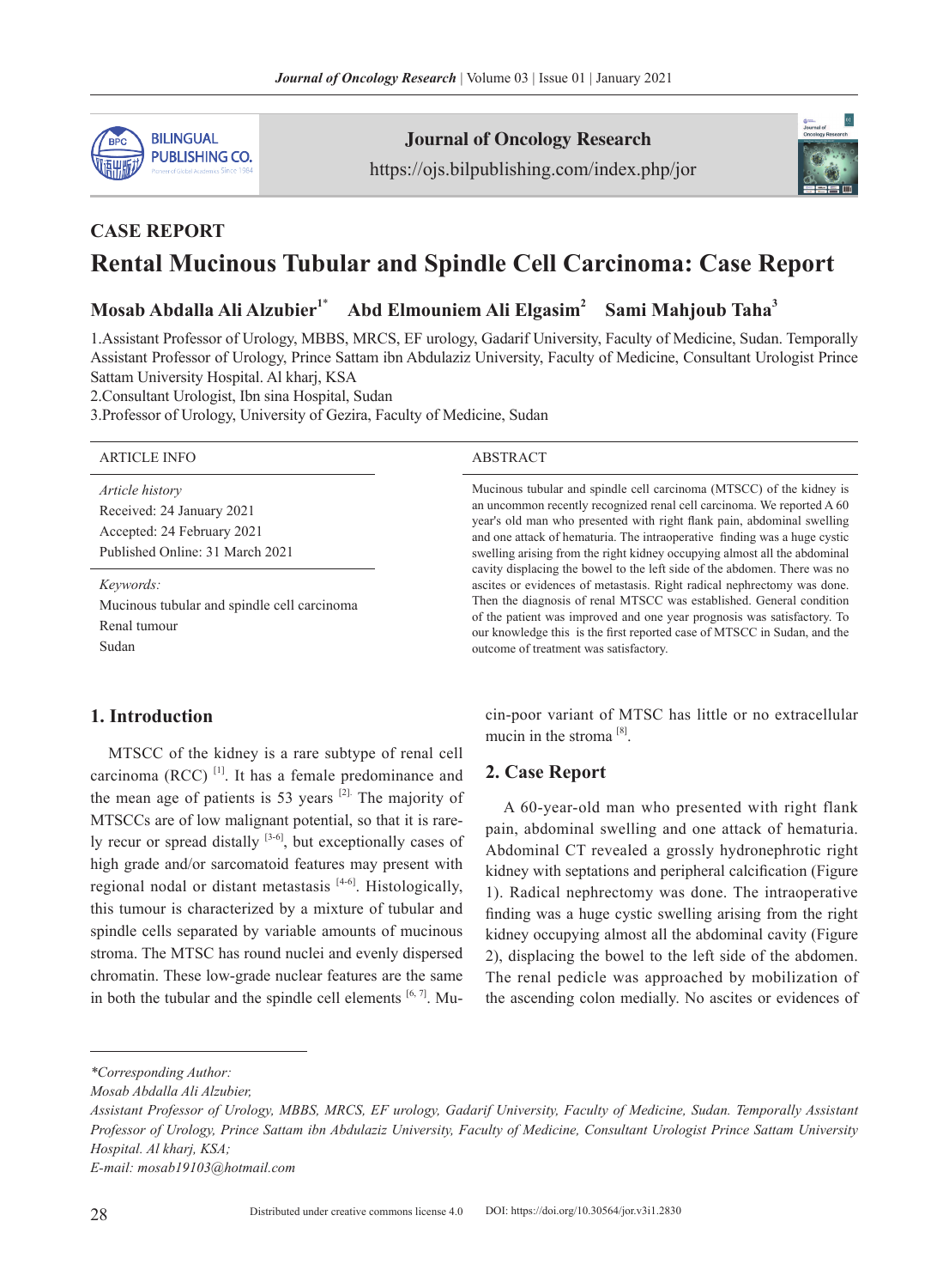CASE REPORT

# Rental Mucinous Tubular and Spindle Cell Carcinoma: Case Report

**Mosab Abdalla Ali Alzubier[1*] Abd Elmouniem Ali Elgasim[2] Sami Mahjoub Taha[3]**

1.Assistant Professor of Urology, MBBS, MRCS, EF urology, Gadarif University, Faculty of Medicine, Sudan. Temporally Assistant Professor of Urology, Prince Sattam ibn Abdulaziz University, Faculty of Medicine, Consultant Urologist Prince Sattam University Hospital. Al kharj, KSA

2.Consultant Urologist, Ibn sina Hospital, Sudan

3.Professor of Urology, University of Gezira, Faculty of Medicine, Sudan

**ARTICLE INFO**

*Article history*

Received: 24 January 2021

Accepted: 24 February 2021

Published Online: 31 March 2021

*Keywords:*

Mucinous tubular and spindle cell carcinoma

Renal tumour

Sudan

**ABSTRACT**

Mucinous tubular and spindle cell carcinoma (MTSCC) of the kidney is an uncommon recently recognized renal cell carcinoma. We reported A 60 year's old man who presented with right flank pain, abdominal swelling and one attack of hematuria. The intraoperative finding was a huge cystic swelling arising from the right kidney occupying almost all the abdominal cavity displacing the bowel to the left side of the abdomen. There was no ascites or evidences of metastasis. Right radical nephrectomy was done. Then the diagnosis of renal MTSCC was established. General condition of the patient was improved and one year prognosis was satisfactory. To our knowledge this is the first reported case of MTSCC in Sudan, and the outcome of treatment was satisfactory.

## 1. Introduction

MTSCC of the kidney is a rare subtype of renal cell carcinoma (RCC) [1]. It has a female predominance and the mean age of patients is 53 years [2]. The majority of MTSCCs are of low malignant potential, so that it is rarely recur or spread distally [3-6], but exceptionally cases of high grade and/or sarcomatoid features may present with regional nodal or distant metastasis [4-6]. Histologically, this tumour is characterized by a mixture of tubular and spindle cells separated by variable amounts of mucinous stroma. The MTSC has round nuclei and evenly dispersed chromatin. These low-grade nuclear features are the same in both the tubular and the spindle cell elements [6, 7]. Mucin-poor variant of MTSC has little or no extracellular mucin in the stroma [8].

## 2. Case Report

A 60-year-old man who presented with right flank pain, abdominal swelling and one attack of hematuria. Abdominal CT revealed a grossly hydronephrotic right kidney with septations and peripheral calcification (Figure 1). Radical nephrectomy was done. The intraoperative finding was a huge cystic swelling arising from the right kidney occupying almost all the abdominal cavity (Figure 2), displacing the bowel to the left side of the abdomen. The renal pedicle was approached by mobilization of the ascending colon medially. No ascites or evidences of

*Corresponding Author:

Mosab Abdalla Ali Alzubier,

Assistant Professor of Urology, MBBS, MRCS, EF urology, Gadarif University, Faculty of Medicine, Sudan. Temporally Assistant Professor of Urology, Prince Sattam ibn Abdulaziz University, Faculty of Medicine, Consultant Urologist Prince Sattam University Hospital. Al kharj, KSA;

E-mail: mosab19103@hotmail.com*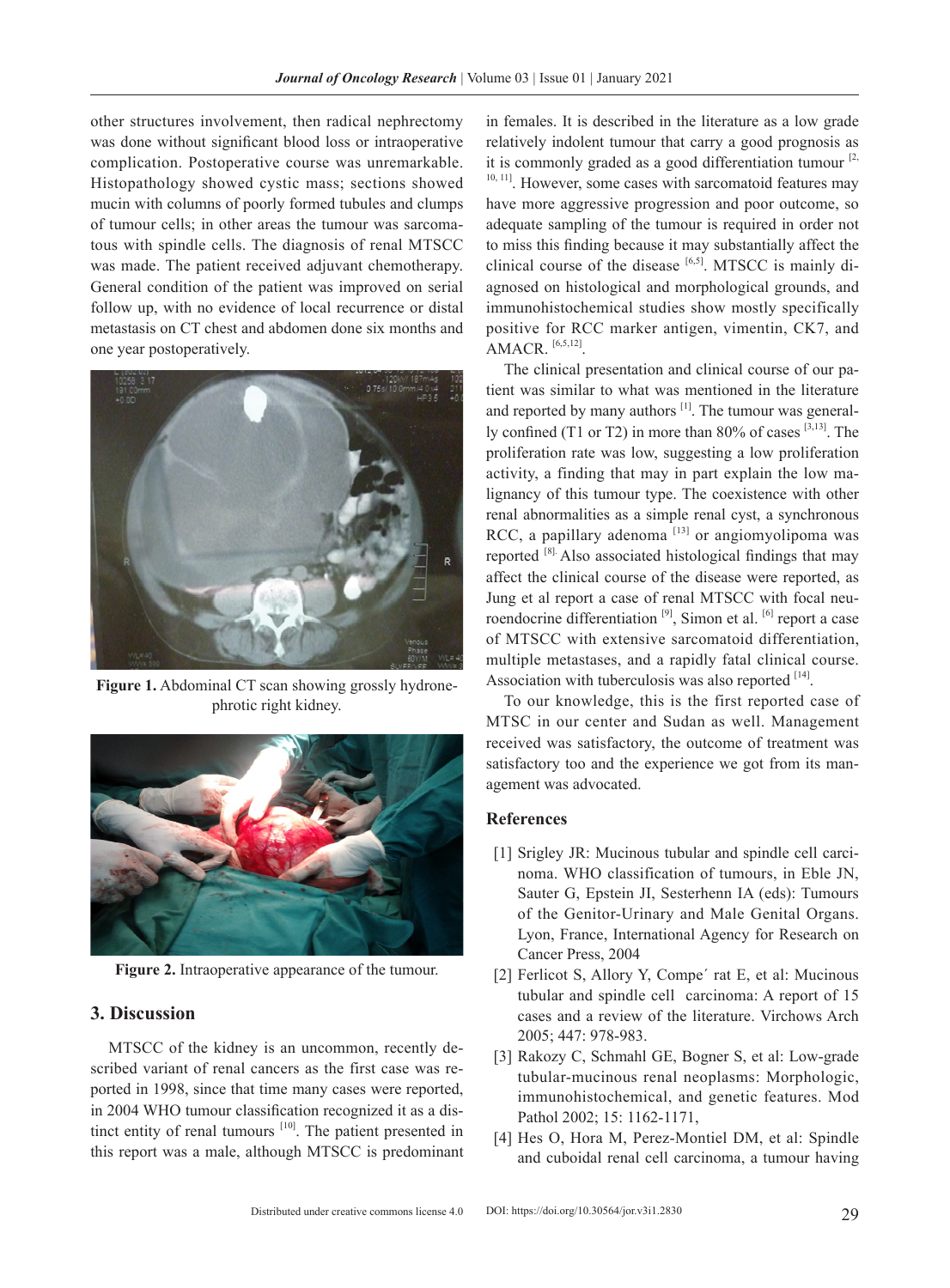other structures involvement, then radical nephrectomy was done without significant blood loss or intraoperative complication. Postoperative course was unremarkable. Histopathology showed cystic mass; sections showed mucin with columns of poorly formed tubules and clumps of tumour cells; in other areas the tumour was sarcomatous with spindle cells. The diagnosis of renal MTSCC was made. The patient received adjuvant chemotherapy. General condition of the patient was improved on serial follow up, with no evidence of local recurrence or distal metastasis on CT chest and abdomen done six months and one year postoperatively.

**Figure 1.** Abdominal CT scan showing grossly hydronephrotic right kidney.

**Figure 2.** Intraoperative appearance of the tumour.

## 3. Discussion

MTSCC of the kidney is an uncommon, recently described variant of renal cancers as the first case was reported in 1998, since that time many cases were reported, in 2004 WHO tumour classification recognized it as a distinct entity of renal tumours [10]. The patient presented in this report was a male, although MTSCC is predominant in females. It is described in the literature as a low grade relatively indolent tumour that carry a good prognosis as it is commonly graded as a good differentiation tumour [2, 10, 11]. However, some cases with sarcomatoid features may have more aggressive progression and poor outcome, so adequate sampling of the tumour is required in order not to miss this finding because it may substantially affect the clinical course of the disease [6,5]. MTSCC is mainly diagnosed on histological and morphological grounds, and immunohistochemical studies show mostly specifically positive for RCC marker antigen, vimentin, CK7, and AMACR. [6,5,12].

The clinical presentation and clinical course of our patient was similar to what was mentioned in the literature and reported by many authors [1]. The tumour was generally confined (T1 or T2) in more than 80% of cases [3,13]. The proliferation rate was low, suggesting a low proliferation activity, a finding that may in part explain the low malignancy of this tumour type. The coexistence with other renal abnormalities as a simple renal cyst, a synchronous RCC, a papillary adenoma [13] or angiomyolipoma was reported [8]. Also associated histological findings that may affect the clinical course of the disease were reported, as Jung et al report a case of renal MTSCC with focal neuroendocrine differentiation [9], Simon et al. [6] report a case of MTSCC with extensive sarcomatoid differentiation, multiple metastases, and a rapidly fatal clinical course. Association with tuberculosis was also reported [14].

To our knowledge, this is the first reported case of MTSC in our center and Sudan as well. Management received was satisfactory, the outcome of treatment was satisfactory too and the experience we got from its management was advocated.

## References

[1] Srigley JR: Mucinous tubular and spindle cell carcinoma. WHO classification of tumours, in Eble JN, Sauter G, Epstein JI, Sesterhenn IA (eds): Tumours of the Genitor-Urinary and Male Genital Organs. Lyon, France, International Agency for Research on Cancer Press, 2004

[2] Ferlicot S, Allory Y, Compe´ rat E, et al: Mucinous tubular and spindle cell carcinoma: A report of 15 cases and a review of the literature. Virchows Arch 2005; 447: 978-983.

[3] Rakozy C, Schmahl GE, Bogner S, et al: Low-grade tubular-mucinous renal neoplasms: Morphologic, immunohistochemical, and genetic features. Mod Pathol 2002; 15: 1162-1171,

[4] Hes O, Hora M, Perez-Montiel DM, et al: Spindle and cuboidal renal cell carcinoma, a tumour having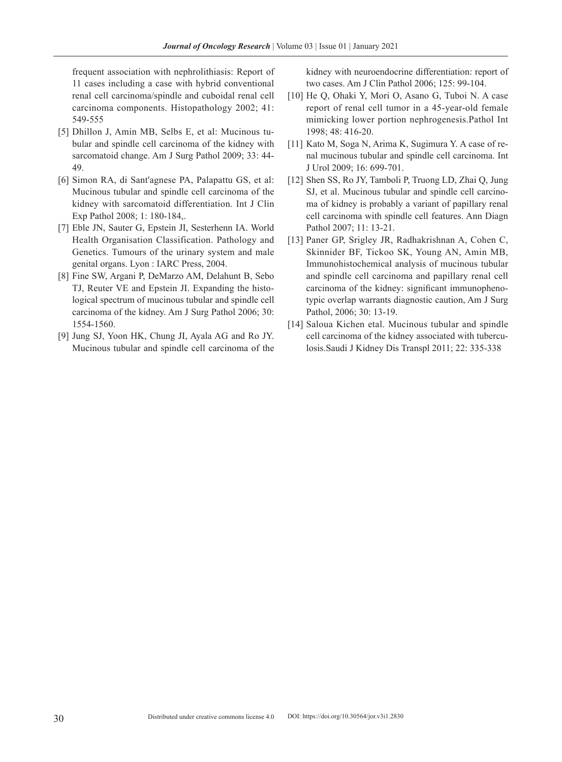frequent association with nephrolithiasis: Report of 11 cases including a case with hybrid conventional renal cell carcinoma/spindle and cuboidal renal cell carcinoma components. Histopathology 2002; 41: 549-555

[5] Dhillon J, Amin MB, Selbs E, et al: Mucinous tubular and spindle cell carcinoma of the kidney with sarcomatoid change. Am J Surg Pathol 2009; 33: 44-49.

[6] Simon RA, di Sant'agnese PA, Palapattu GS, et al: Mucinous tubular and spindle cell carcinoma of the kidney with sarcomatoid differentiation. Int J Clin Exp Pathol 2008; 1: 180-184,.

[7] Eble JN, Sauter G, Epstein JI, Sesterhenn IA. World Health Organisation Classification. Pathology and Genetics. Tumours of the urinary system and male genital organs. Lyon : IARC Press, 2004.

[8] Fine SW, Argani P, DeMarzo AM, Delahunt B, Sebo TJ, Reuter VE and Epstein JI. Expanding the histological spectrum of mucinous tubular and spindle cell carcinoma of the kidney. Am J Surg Pathol 2006; 30: 1554-1560.

[9] Jung SJ, Yoon HK, Chung JI, Ayala AG and Ro JY. Mucinous tubular and spindle cell carcinoma of the kidney with neuroendocrine differentiation: report of two cases. Am J Clin Pathol 2006; 125: 99-104.

[10] He Q, Ohaki Y, Mori O, Asano G, Tuboi N. A case report of renal cell tumor in a 45-year-old female mimicking lower portion nephrogenesis.Pathol Int 1998; 48: 416-20.

[11] Kato M, Soga N, Arima K, Sugimura Y. A case of renal mucinous tubular and spindle cell carcinoma. Int J Urol 2009; 16: 699-701.

[12] Shen SS, Ro JY, Tamboli P, Truong LD, Zhai Q, Jung SJ, et al. Mucinous tubular and spindle cell carcinoma of kidney is probably a variant of papillary renal cell carcinoma with spindle cell features. Ann Diagn Pathol 2007; 11: 13-21.

[13] Paner GP, Srigley JR, Radhakrishnan A, Cohen C, Skinnider BF, Tickoo SK, Young AN, Amin MB, Immunohistochemical analysis of mucinous tubular and spindle cell carcinoma and papillary renal cell carcinoma of the kidney: significant immunophenotypic overlap warrants diagnostic caution, Am J Surg Pathol, 2006; 30: 13-19.

[14] Saloua Kichen etal. Mucinous tubular and spindle cell carcinoma of the kidney associated with tuberculosis.Saudi J Kidney Dis Transpl 2011; 22: 335-338